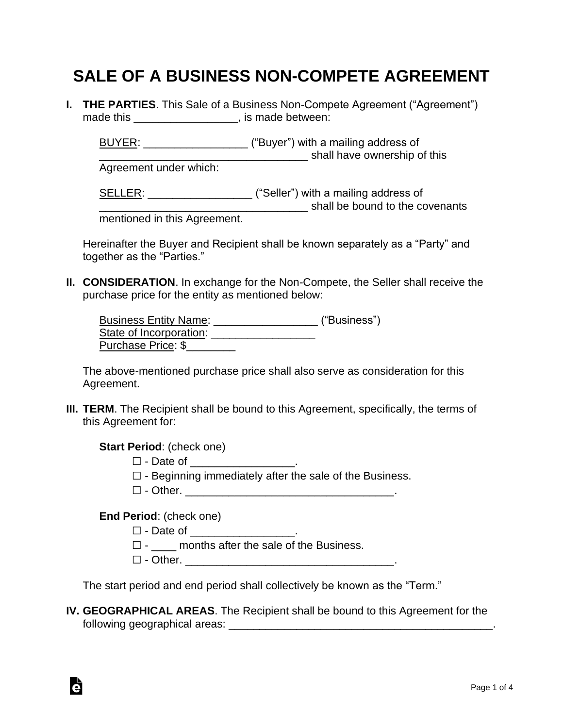# SALE OF A BUSINESS NON-COMPETE AGREEMENT

**I. THE PARTIES**. This Sale of a Business Non-Compete Agreement ("Agreement") made this ________________, is made between:

<u>BUYER</u>: ________________ ("Buyer") with a mailing address of _________________________________ shall have ownership of this Agreement under which:

<u>SELLER</u>: ________________ ("Seller") with a mailing address of _________________________________ shall be bound to the covenants mentioned in this Agreement.

Hereinafter the Buyer and Recipient shall be known separately as a "Party" and together as the "Parties."

**II. CONSIDERATION**. In exchange for the Non-Compete, the Seller shall receive the purchase price for the entity as mentioned below:

<u>Business Entity Name</u>: ________________ ("Business")
<u>State of Incorporation</u>: ________________
<u>Purchase Price</u>: $________

The above-mentioned purchase price shall also serve as consideration for this Agreement.

**III. TERM**. The Recipient shall be bound to this Agreement, specifically, the terms of this Agreement for:

**Start Period**: (check one)

☐ - Date of ________________.
☐ - Beginning immediately after the sale of the Business.
☐ - Other. _________________________________.

**End Period**: (check one)

☐ - Date of ________________.
☐ - ____ months after the sale of the Business.
☐ - Other. _________________________________.

The start period and end period shall collectively be known as the "Term."

**IV. GEOGRAPHICAL AREAS**. The Recipient shall be bound to this Agreement for the following geographical areas: __________________________________________.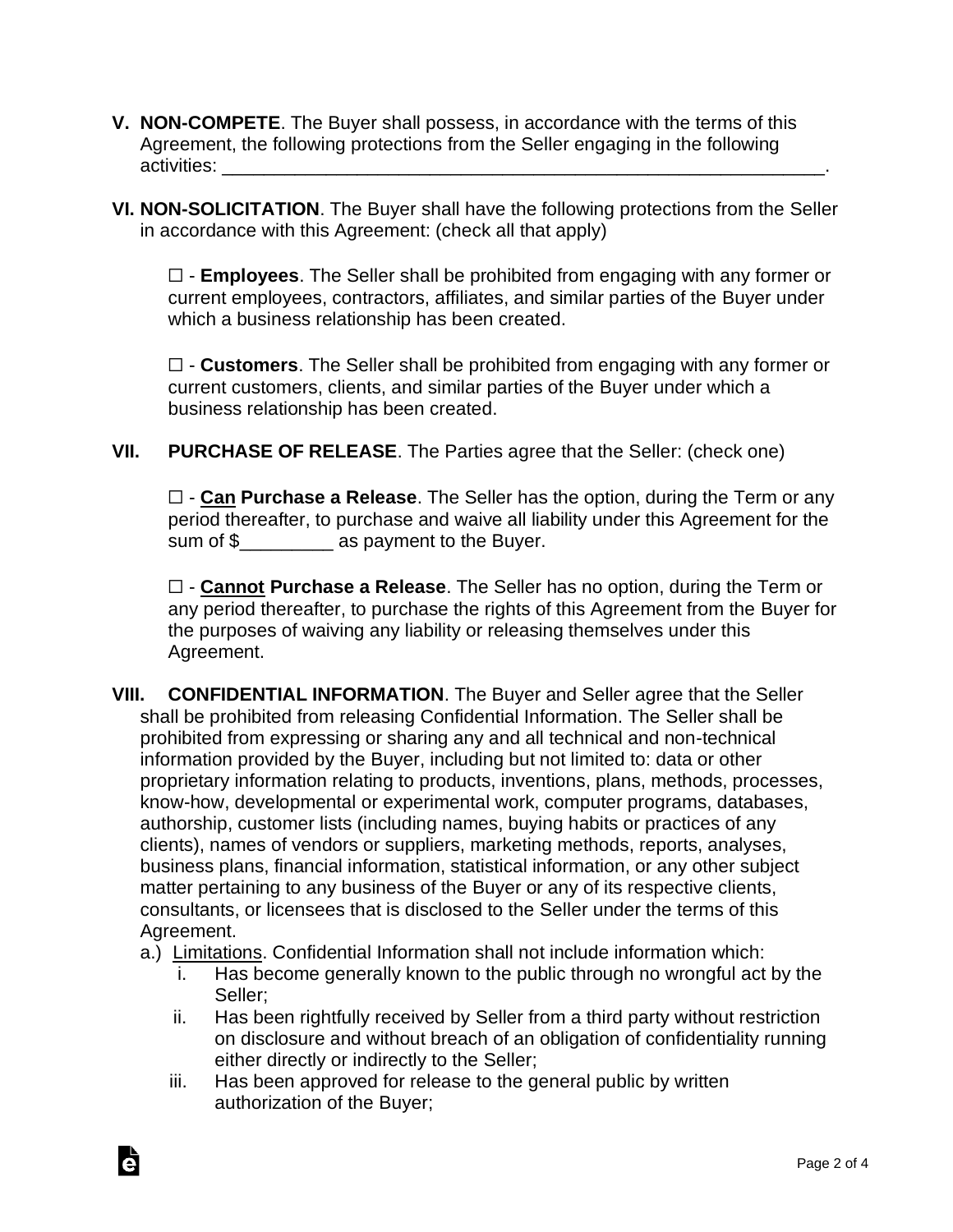**V. NON-COMPETE**. The Buyer shall possess, in accordance with the terms of this Agreement, the following protections from the Seller engaging in the following activities: \_\_\_\_\_\_\_\_\_\_\_\_\_\_\_\_\_\_\_\_\_\_\_\_\_\_\_\_\_\_\_\_\_\_\_\_\_\_\_\_\_\_\_\_\_\_\_\_\_\_\_\_\_\_\_\_\_\_\_\_.

**VI. NON-SOLICITATION**. The Buyer shall have the following protections from the Seller in accordance with this Agreement: (check all that apply)

☐ - **Employees**. The Seller shall be prohibited from engaging with any former or current employees, contractors, affiliates, and similar parties of the Buyer under which a business relationship has been created.

☐ - **Customers**. The Seller shall be prohibited from engaging with any former or current customers, clients, and similar parties of the Buyer under which a business relationship has been created.

**VII. PURCHASE OF RELEASE**. The Parties agree that the Seller: (check one)

☐ - **<u>Can</u> Purchase a Release**. The Seller has the option, during the Term or any period thereafter, to purchase and waive all liability under this Agreement for the sum of $\_\_\_\_\_\_\_\_\_ as payment to the Buyer.

☐ - **<u>Cannot</u> Purchase a Release**. The Seller has no option, during the Term or any period thereafter, to purchase the rights of this Agreement from the Buyer for the purposes of waiving any liability or releasing themselves under this Agreement.

**VIII. CONFIDENTIAL INFORMATION**. The Buyer and Seller agree that the Seller shall be prohibited from releasing Confidential Information. The Seller shall be prohibited from expressing or sharing any and all technical and non-technical information provided by the Buyer, including but not limited to: data or other proprietary information relating to products, inventions, plans, methods, processes, know-how, developmental or experimental work, computer programs, databases, authorship, customer lists (including names, buying habits or practices of any clients), names of vendors or suppliers, marketing methods, reports, analyses, business plans, financial information, statistical information, or any other subject matter pertaining to any business of the Buyer or any of its respective clients, consultants, or licensees that is disclosed to the Seller under the terms of this Agreement.

a.) <u>Limitations</u>. Confidential Information shall not include information which:

i. Has become generally known to the public through no wrongful act by the Seller;

ii. Has been rightfully received by Seller from a third party without restriction on disclosure and without breach of an obligation of confidentiality running either directly or indirectly to the Seller;

iii. Has been approved for release to the general public by written authorization of the Buyer;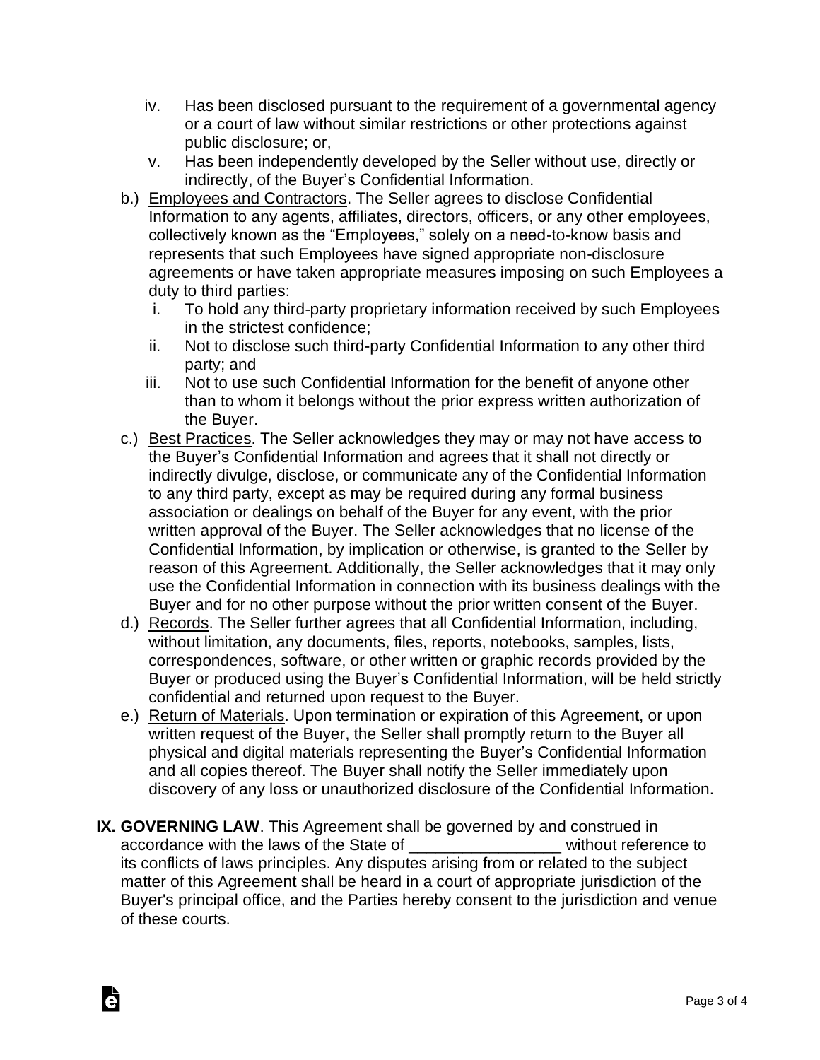iv. Has been disclosed pursuant to the requirement of a governmental agency or a court of law without similar restrictions or other protections against public disclosure; or,

    v. Has been independently developed by the Seller without use, directly or indirectly, of the Buyer's Confidential Information.

b.) <u>Employees and Contractors</u>. The Seller agrees to disclose Confidential Information to any agents, affiliates, directors, officers, or any other employees, collectively known as the "Employees," solely on a need-to-know basis and represents that such Employees have signed appropriate non-disclosure agreements or have taken appropriate measures imposing on such Employees a duty to third parties:

    i. To hold any third-party proprietary information received by such Employees in the strictest confidence;

    ii. Not to disclose such third-party Confidential Information to any other third party; and

    iii. Not to use such Confidential Information for the benefit of anyone other than to whom it belongs without the prior express written authorization of the Buyer.

c.) <u>Best Practices</u>. The Seller acknowledges they may or may not have access to the Buyer's Confidential Information and agrees that it shall not directly or indirectly divulge, disclose, or communicate any of the Confidential Information to any third party, except as may be required during any formal business association or dealings on behalf of the Buyer for any event, with the prior written approval of the Buyer. The Seller acknowledges that no license of the Confidential Information, by implication or otherwise, is granted to the Seller by reason of this Agreement. Additionally, the Seller acknowledges that it may only use the Confidential Information in connection with its business dealings with the Buyer and for no other purpose without the prior written consent of the Buyer.

d.) <u>Records</u>. The Seller further agrees that all Confidential Information, including, without limitation, any documents, files, reports, notebooks, samples, lists, correspondences, software, or other written or graphic records provided by the Buyer or produced using the Buyer's Confidential Information, will be held strictly confidential and returned upon request to the Buyer.

e.) <u>Return of Materials</u>. Upon termination or expiration of this Agreement, or upon written request of the Buyer, the Seller shall promptly return to the Buyer all physical and digital materials representing the Buyer's Confidential Information and all copies thereof. The Buyer shall notify the Seller immediately upon discovery of any loss or unauthorized disclosure of the Confidential Information.

**IX. GOVERNING LAW**. This Agreement shall be governed by and construed in accordance with the laws of the State of _________________ without reference to its conflicts of laws principles. Any disputes arising from or related to the subject matter of this Agreement shall be heard in a court of appropriate jurisdiction of the Buyer's principal office, and the Parties hereby consent to the jurisdiction and venue of these courts.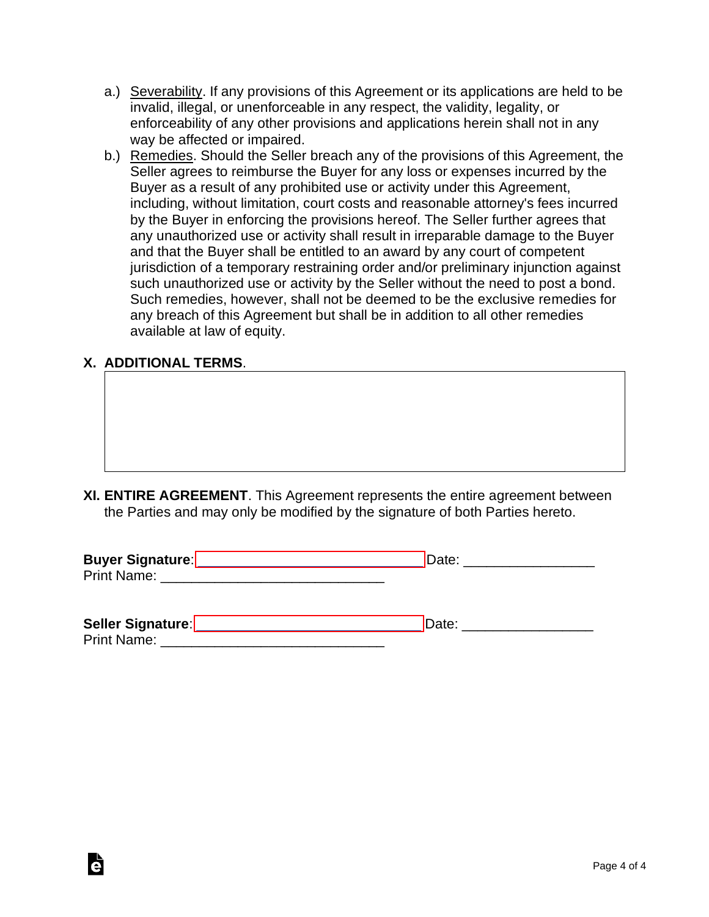a.) Severability. If any provisions of this Agreement or its applications are held to be invalid, illegal, or unenforceable in any respect, the validity, legality, or enforceability of any other provisions and applications herein shall not in any way be affected or impaired.

b.) Remedies. Should the Seller breach any of the provisions of this Agreement, the Seller agrees to reimburse the Buyer for any loss or expenses incurred by the Buyer as a result of any prohibited use or activity under this Agreement, including, without limitation, court costs and reasonable attorney's fees incurred by the Buyer in enforcing the provisions hereof. The Seller further agrees that any unauthorized use or activity shall result in irreparable damage to the Buyer and that the Buyer shall be entitled to an award by any court of competent jurisdiction of a temporary restraining order and/or preliminary injunction against such unauthorized use or activity by the Seller without the need to post a bond. Such remedies, however, shall not be deemed to be the exclusive remedies for any breach of this Agreement but shall be in addition to all other remedies available at law of equity.

**X. ADDITIONAL TERMS**.

**XI. ENTIRE AGREEMENT**. This Agreement represents the entire agreement between the Parties and may only be modified by the signature of both Parties hereto.

**Buyer Signature**: ____________________________ Date: ________________
Print Name: ____________________________

**Seller Signature**: ____________________________ Date: ________________
Print Name: ____________________________